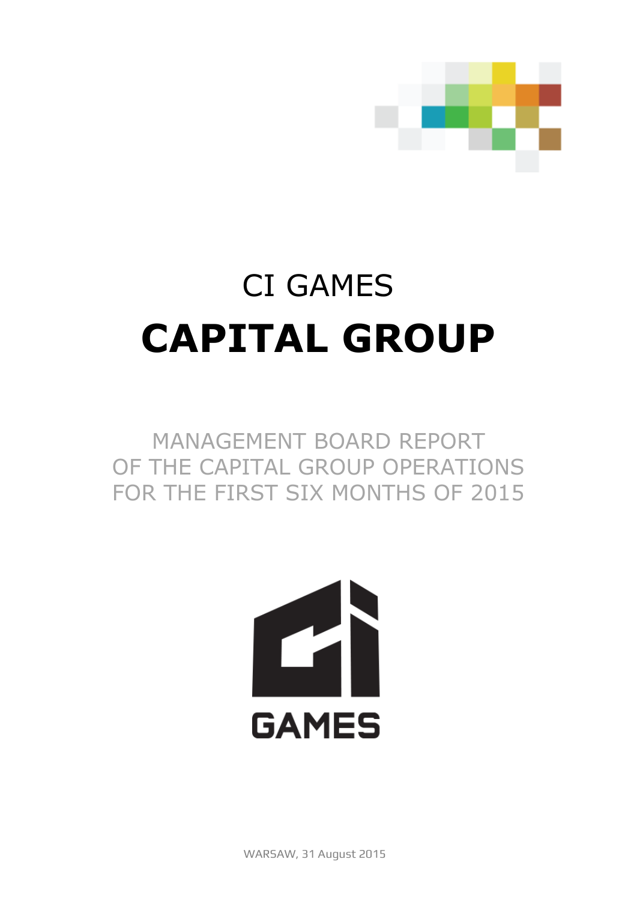# CI GAMES
# CAPITAL GROUP

MANAGEMENT BOARD REPORT
OF THE CAPITAL GROUP OPERATIONS
FOR THE FIRST SIX MONTHS OF 2015

GAMES

WARSAW, 31 August 2015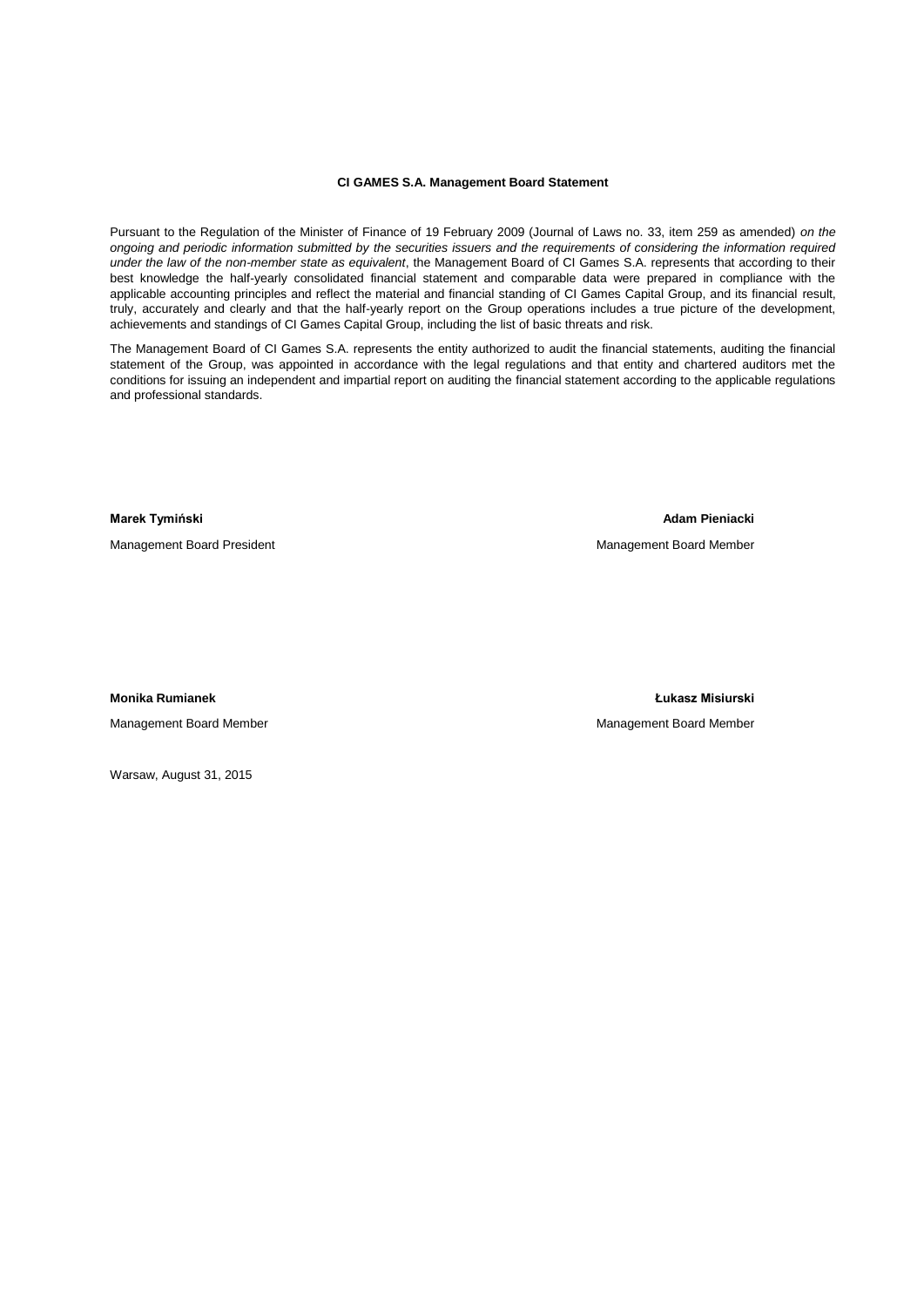**CI GAMES S.A. Management Board Statement**

Pursuant to the Regulation of the Minister of Finance of 19 February 2009 (Journal of Laws no. 33, item 259 as amended) *on the ongoing and periodic information submitted by the securities issuers and the requirements of considering the information required under the law of the non-member state as equivalent*, the Management Board of CI Games S.A. represents that according to their best knowledge the half-yearly consolidated financial statement and comparable data were prepared in compliance with the applicable accounting principles and reflect the material and financial standing of CI Games Capital Group, and its financial result, truly, accurately and clearly and that the half-yearly report on the Group operations includes a true picture of the development, achievements and standings of CI Games Capital Group, including the list of basic threats and risk.

The Management Board of CI Games S.A. represents the entity authorized to audit the financial statements, auditing the financial statement of the Group, was appointed in accordance with the legal regulations and that entity and chartered auditors met the conditions for issuing an independent and impartial report on auditing the financial statement according to the applicable regulations and professional standards.

**Marek Tymiński**
Management Board President

**Adam Pieniacki**
Management Board Member

**Monika Rumianek**
Management Board Member

**Łukasz Misiurski**
Management Board Member

Warsaw, August 31, 2015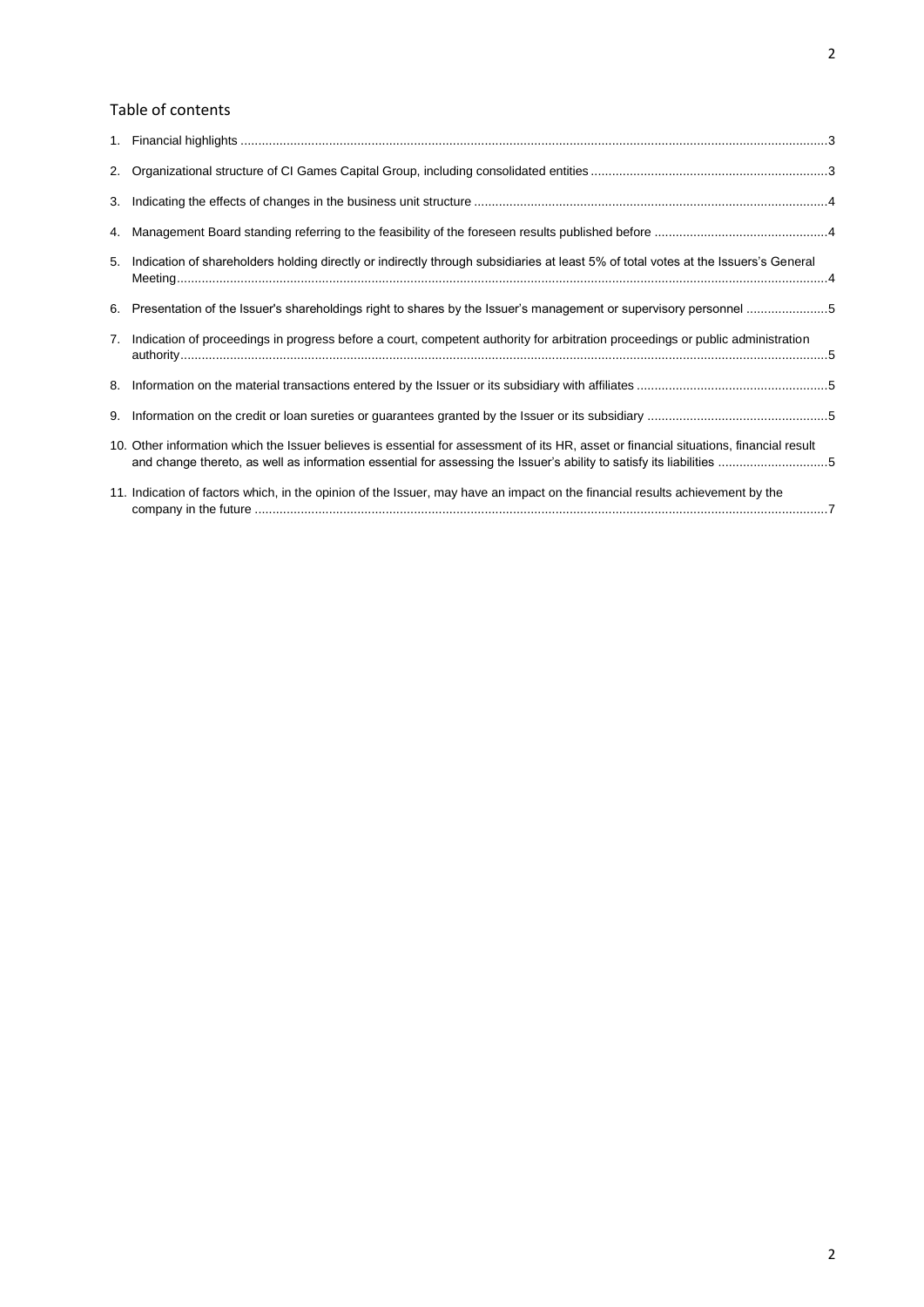## Table of contents

1. Financial highlights ....................................................................................................................................................................3
2. Organizational structure of CI Games Capital Group, including consolidated entities ..................................................................3
3. Indicating the effects of changes in the business unit structure ...................................................................................................4
4. Management Board standing referring to the feasibility of the foreseen results published before ................................................4
5. Indication of shareholders holding directly or indirectly through subsidiaries at least 5% of total votes at the Issuers's General Meeting....................................................................................................................................................................................4
6. Presentation of the Issuer's shareholdings right to shares by the Issuer's management or supervisory personnel .......................5
7. Indication of proceedings in progress before a court, competent authority for arbitration proceedings or public administration authority....................................................................................................................................................................................5
8. Information on the material transactions entered by the Issuer or its subsidiary with affiliates .....................................................5
9. Information on the credit or loan sureties or guarantees granted by the Issuer or its subsidiary ..................................................5
10. Other information which the Issuer believes is essential for assessment of its HR, asset or financial situations, financial result and change thereto, as well as information essential for assessing the Issuer's ability to satisfy its liabilities ..............................5
11. Indication of factors which, in the opinion of the Issuer, may have an impact on the financial results achievement by the company in the future ................................................................................................................................................................7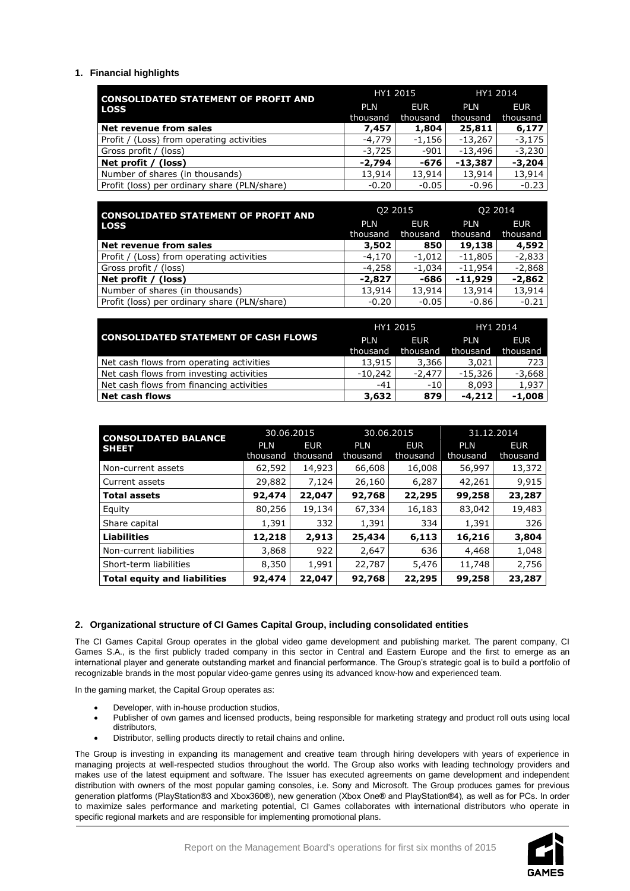## 1. Financial highlights

| CONSOLIDATED STATEMENT OF PROFIT AND LOSS | HY1 2015 | | HY1 2014 | |
|---|---|---|---|---|
| | PLN thousand | EUR thousand | PLN thousand | EUR thousand |
| **Net revenue from sales** | **7,457** | **1,804** | **25,811** | **6,177** |
| Profit / (Loss) from operating activities | -4,779 | -1,156 | -13,267 | -3,175 |
| Gross profit / (loss) | -3,725 | -901 | -13,496 | -3,230 |
| **Net profit / (loss)** | **-2,794** | **-676** | **-13,387** | **-3,204** |
| Number of shares (in thousands) | 13,914 | 13,914 | 13,914 | 13,914 |
| Profit (loss) per ordinary share (PLN/share) | -0.20 | -0.05 | -0.96 | -0.23 |

| CONSOLIDATED STATEMENT OF PROFIT AND LOSS | Q2 2015 | | Q2 2014 | |
|---|---|---|---|---|
| | PLN thousand | EUR thousand | PLN thousand | EUR thousand |
| **Net revenue from sales** | **3,502** | **850** | **19,138** | **4,592** |
| Profit / (Loss) from operating activities | -4,170 | -1,012 | -11,805 | -2,833 |
| Gross profit / (loss) | -4,258 | -1,034 | -11,954 | -2,868 |
| **Net profit / (loss)** | **-2,827** | **-686** | **-11,929** | **-2,862** |
| Number of shares (in thousands) | 13,914 | 13,914 | 13,914 | 13,914 |
| Profit (loss) per ordinary share (PLN/share) | -0.20 | -0.05 | -0.86 | -0.21 |

| CONSOLIDATED STATEMENT OF CASH FLOWS | HY1 2015 | | HY1 2014 | |
|---|---|---|---|---|
| | PLN thousand | EUR thousand | PLN thousand | EUR thousand |
| Net cash flows from operating activities | 13,915 | 3,366 | 3,021 | 723 |
| Net cash flows from investing activities | -10,242 | -2,477 | -15,326 | -3,668 |
| Net cash flows from financing activities | -41 | -10 | 8,093 | 1,937 |
| **Net cash flows** | **3,632** | **879** | **-4,212** | **-1,008** |

| CONSOLIDATED BALANCE SHEET | 30.06.2015 | | 30.06.2015 | | 31.12.2014 | |
|---|---|---|---|---|---|---|
| | PLN thousand | EUR thousand | PLN thousand | EUR thousand | PLN thousand | EUR thousand |
| Non-current assets | 62,592 | 14,923 | 66,608 | 16,008 | 56,997 | 13,372 |
| Current assets | 29,882 | 7,124 | 26,160 | 6,287 | 42,261 | 9,915 |
| **Total assets** | **92,474** | **22,047** | **92,768** | **22,295** | **99,258** | **23,287** |
| Equity | 80,256 | 19,134 | 67,334 | 16,183 | 83,042 | 19,483 |
| Share capital | 1,391 | 332 | 1,391 | 334 | 1,391 | 326 |
| **Liabilities** | **12,218** | **2,913** | **25,434** | **6,113** | **16,216** | **3,804** |
| Non-current liabilities | 3,868 | 922 | 2,647 | 636 | 4,468 | 1,048 |
| Short-term liabilities | 8,350 | 1,991 | 22,787 | 5,476 | 11,748 | 2,756 |
| **Total equity and liabilities** | **92,474** | **22,047** | **92,768** | **22,295** | **99,258** | **23,287** |

## 2. Organizational structure of CI Games Capital Group, including consolidated entities

The CI Games Capital Group operates in the global video game development and publishing market. The parent company, CI Games S.A., is the first publicly traded company in this sector in Central and Eastern Europe and the first to emerge as an international player and generate outstanding market and financial performance. The Group's strategic goal is to build a portfolio of recognizable brands in the most popular video-game genres using its advanced know-how and experienced team.

In the gaming market, the Capital Group operates as:

- Developer, with in-house production studios,
- Publisher of own games and licensed products, being responsible for marketing strategy and product roll outs using local distributors,
- Distributor, selling products directly to retail chains and online.

The Group is investing in expanding its management and creative team through hiring developers with years of experience in managing projects at well-respected studios throughout the world. The Group also works with leading technology providers and makes use of the latest equipment and software. The Issuer has executed agreements on game development and independent distribution with owners of the most popular gaming consoles, i.e. Sony and Microsoft. The Group produces games for previous generation platforms (PlayStation®3 and Xbox360®), new generation (Xbox One® and PlayStation®4), as well as for PCs. In order to maximize sales performance and marketing potential, CI Games collaborates with international distributors who operate in specific regional markets and are responsible for implementing promotional plans.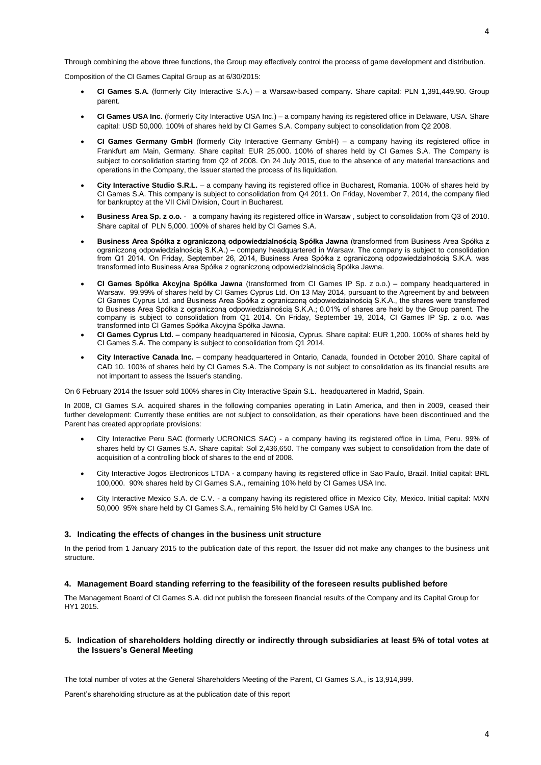Through combining the above three functions, the Group may effectively control the process of game development and distribution.

Composition of the CI Games Capital Group as at 6/30/2015:

- **CI Games S.A.** (formerly City Interactive S.A.) – a Warsaw-based company. Share capital: PLN 1,391,449.90. Group parent.
- **CI Games USA Inc**. (formerly City Interactive USA Inc.) – a company having its registered office in Delaware, USA. Share capital: USD 50,000. 100% of shares held by CI Games S.A. Company subject to consolidation from Q2 2008.
- **CI Games Germany GmbH** (formerly City Interactive Germany GmbH) – a company having its registered office in Frankfurt am Main, Germany. Share capital: EUR 25,000. 100% of shares held by CI Games S.A. The Company is subject to consolidation starting from Q2 of 2008. On 24 July 2015, due to the absence of any material transactions and operations in the Company, the Issuer started the process of its liquidation.
- **City Interactive Studio S.R.L.** – a company having its registered office in Bucharest, Romania. 100% of shares held by CI Games S.A. This company is subject to consolidation from Q4 2011. On Friday, November 7, 2014, the company filed for bankruptcy at the VII Civil Division, Court in Bucharest.
- **Business Area Sp. z o.o.** - a company having its registered office in Warsaw , subject to consolidation from Q3 of 2010. Share capital of PLN 5,000. 100% of shares held by CI Games S.A.
- **Business Area Spółka z ograniczoną odpowiedzialnością Spółka Jawna** (transformed from Business Area Spółka z ograniczoną odpowiedzialnością S.K.A.) – company headquartered in Warsaw. The company is subject to consolidation from Q1 2014. On Friday, September 26, 2014, Business Area Spółka z ograniczoną odpowiedzialnością S.K.A. was transformed into Business Area Spółka z ograniczoną odpowiedzialnością Spółka Jawna.
- **CI Games Spółka Akcyjna Spółka Jawna** (transformed from CI Games IP Sp. z o.o.) – company headquartered in Warsaw. 99.99% of shares held by CI Games Cyprus Ltd. On 13 May 2014, pursuant to the Agreement by and between CI Games Cyprus Ltd. and Business Area Spółka z ograniczoną odpowiedzialnością S.K.A., the shares were transferred to Business Area Spółka z ograniczoną odpowiedzialnością S.K.A.; 0.01% of shares are held by the Group parent. The company is subject to consolidation from Q1 2014. On Friday, September 19, 2014, CI Games IP Sp. z o.o. was transformed into CI Games Spółka Akcyjna Spółka Jawna.
- **CI Games Cyprus Ltd.** – company headquartered in Nicosia, Cyprus. Share capital: EUR 1,200. 100% of shares held by CI Games S.A. The company is subject to consolidation from Q1 2014.
- **City Interactive Canada Inc.** – company headquartered in Ontario, Canada, founded in October 2010. Share capital of CAD 10. 100% of shares held by CI Games S.A. The Company is not subject to consolidation as its financial results are not important to assess the Issuer's standing.

On 6 February 2014 the Issuer sold 100% shares in City Interactive Spain S.L. headquartered in Madrid, Spain.

In 2008, CI Games S.A. acquired shares in the following companies operating in Latin America, and then in 2009, ceased their further development: Currently these entities are not subject to consolidation, as their operations have been discontinued and the Parent has created appropriate provisions:

- City Interactive Peru SAC (formerly UCRONICS SAC) - a company having its registered office in Lima, Peru. 99% of shares held by CI Games S.A. Share capital: Sol 2,436,650. The company was subject to consolidation from the date of acquisition of a controlling block of shares to the end of 2008.
- City Interactive Jogos Electronicos LTDA - a company having its registered office in Sao Paulo, Brazil. Initial capital: BRL 100,000. 90% shares held by CI Games S.A., remaining 10% held by CI Games USA Inc.
- City Interactive Mexico S.A. de C.V. - a company having its registered office in Mexico City, Mexico. Initial capital: MXN 50,000 95% share held by CI Games S.A., remaining 5% held by CI Games USA Inc.

### 3. Indicating the effects of changes in the business unit structure

In the period from 1 January 2015 to the publication date of this report, the Issuer did not make any changes to the business unit structure.

### 4. Management Board standing referring to the feasibility of the foreseen results published before

The Management Board of CI Games S.A. did not publish the foreseen financial results of the Company and its Capital Group for HY1 2015.

### 5. Indication of shareholders holding directly or indirectly through subsidiaries at least 5% of total votes at the Issuers's General Meeting

The total number of votes at the General Shareholders Meeting of the Parent, CI Games S.A., is 13,914,999.

Parent's shareholding structure as at the publication date of this report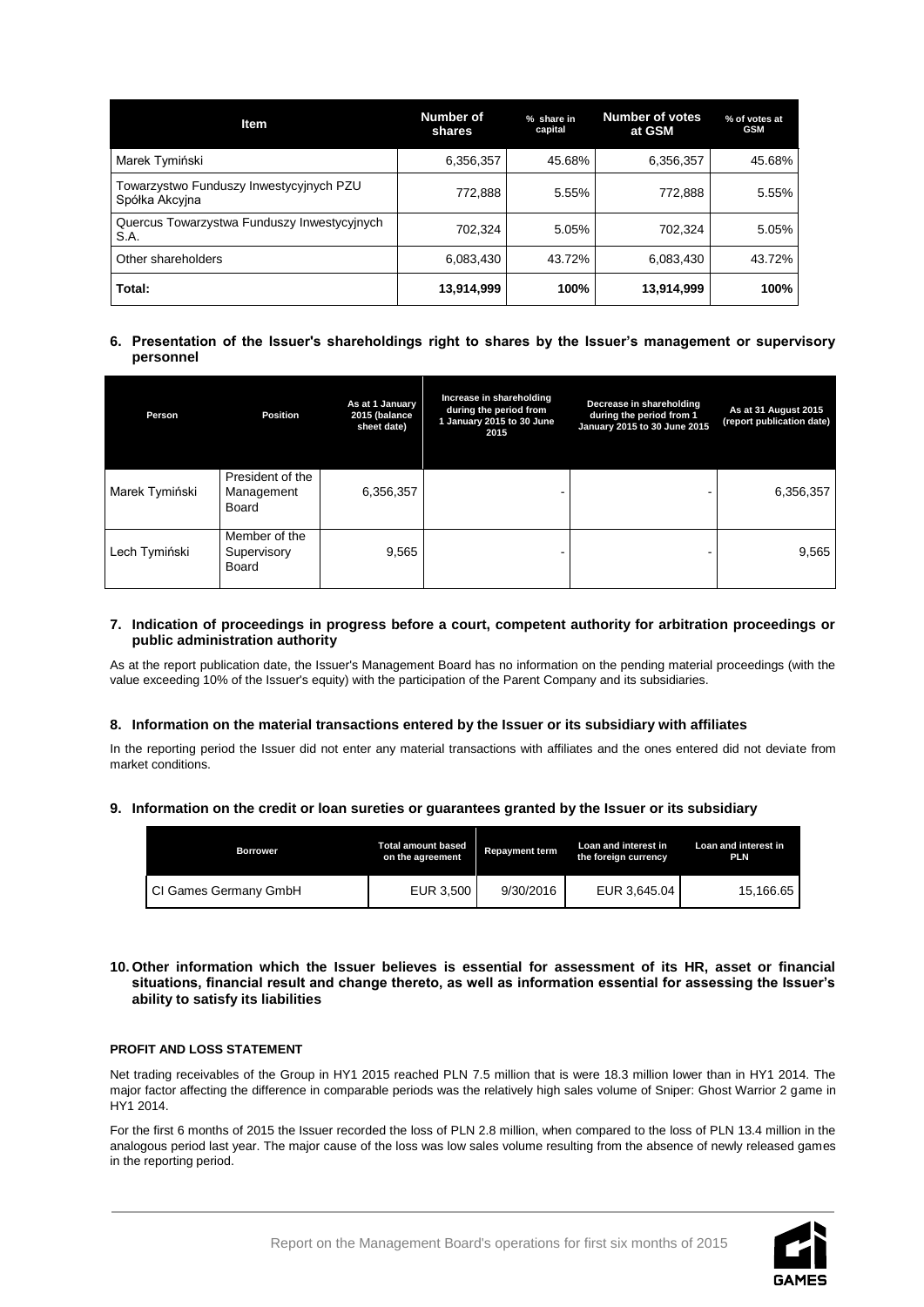| Item | Number of shares | % share in capital | Number of votes at GSM | % of votes at GSM |
|---|---|---|---|---|
| Marek Tymiński | 6,356,357 | 45.68% | 6,356,357 | 45.68% |
| Towarzystwo Funduszy Inwestycyjnych PZU Spółka Akcyjna | 772,888 | 5.55% | 772,888 | 5.55% |
| Quercus Towarzystwa Funduszy Inwestycyjnych S.A. | 702,324 | 5.05% | 702,324 | 5.05% |
| Other shareholders | 6,083,430 | 43.72% | 6,083,430 | 43.72% |
| **Total:** | **13,914,999** | **100%** | **13,914,999** | **100%** |

## 6. Presentation of the Issuer's shareholdings right to shares by the Issuer's management or supervisory personnel

| Person | Position | As at 1 January 2015 (balance sheet date) | Increase in shareholding during the period from 1 January 2015 to 30 June 2015 | Decrease in shareholding during the period from 1 January 2015 to 30 June 2015 | As at 31 August 2015 (report publication date) |
|---|---|---|---|---|---|
| Marek Tymiński | President of the Management Board | 6,356,357 | - | - | 6,356,357 |
| Lech Tymiński | Member of the Supervisory Board | 9,565 | - | - | 9,565 |

## 7. Indication of proceedings in progress before a court, competent authority for arbitration proceedings or public administration authority

As at the report publication date, the Issuer's Management Board has no information on the pending material proceedings (with the value exceeding 10% of the Issuer's equity) with the participation of the Parent Company and its subsidiaries.

## 8. Information on the material transactions entered by the Issuer or its subsidiary with affiliates

In the reporting period the Issuer did not enter any material transactions with affiliates and the ones entered did not deviate from market conditions.

## 9. Information on the credit or loan sureties or guarantees granted by the Issuer or its subsidiary

| Borrower | Total amount based on the agreement | Repayment term | Loan and interest in the foreign currency | Loan and interest in PLN |
|---|---|---|---|---|
| CI Games Germany GmbH | EUR 3,500 | 9/30/2016 | EUR 3,645.04 | 15,166.65 |

## 10. Other information which the Issuer believes is essential for assessment of its HR, asset or financial situations, financial result and change thereto, as well as information essential for assessing the Issuer's ability to satisfy its liabilities

**PROFIT AND LOSS STATEMENT**

Net trading receivables of the Group in HY1 2015 reached PLN 7.5 million that is were 18.3 million lower than in HY1 2014. The major factor affecting the difference in comparable periods was the relatively high sales volume of Sniper: Ghost Warrior 2 game in HY1 2014.

For the first 6 months of 2015 the Issuer recorded the loss of PLN 2.8 million, when compared to the loss of PLN 13.4 million in the analogous period last year. The major cause of the loss was low sales volume resulting from the absence of newly released games in the reporting period.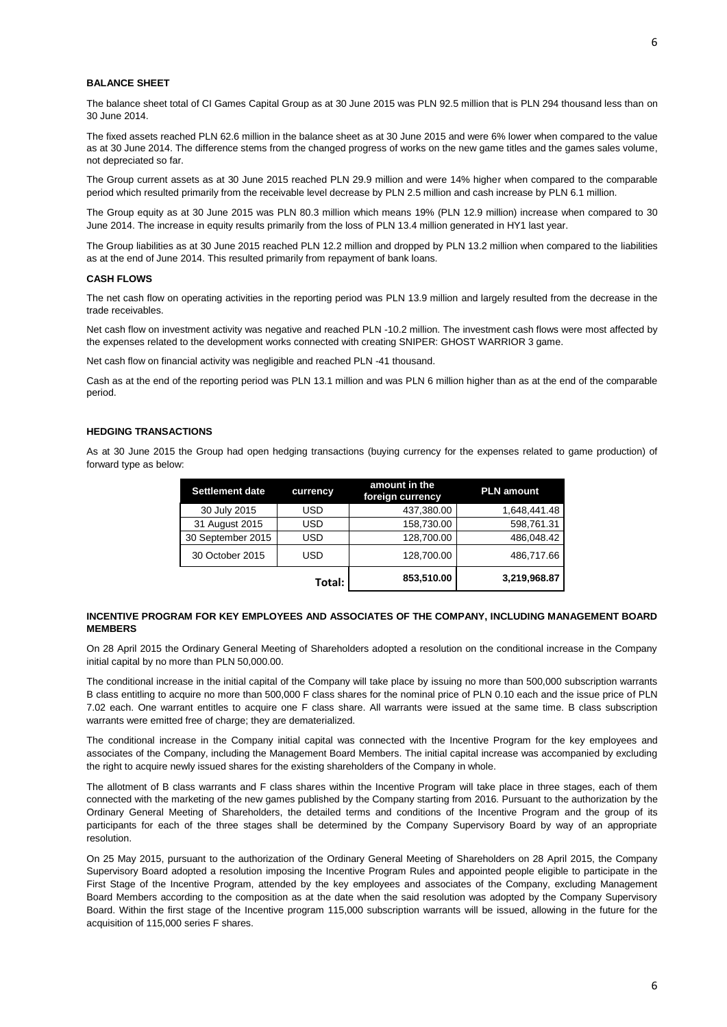**BALANCE SHEET**

The balance sheet total of CI Games Capital Group as at 30 June 2015 was PLN 92.5 million that is PLN 294 thousand less than on 30 June 2014.

The fixed assets reached PLN 62.6 million in the balance sheet as at 30 June 2015 and were 6% lower when compared to the value as at 30 June 2014. The difference stems from the changed progress of works on the new game titles and the games sales volume, not depreciated so far.

The Group current assets as at 30 June 2015 reached PLN 29.9 million and were 14% higher when compared to the comparable period which resulted primarily from the receivable level decrease by PLN 2.5 million and cash increase by PLN 6.1 million.

The Group equity as at 30 June 2015 was PLN 80.3 million which means 19% (PLN 12.9 million) increase when compared to 30 June 2014. The increase in equity results primarily from the loss of PLN 13.4 million generated in HY1 last year.

The Group liabilities as at 30 June 2015 reached PLN 12.2 million and dropped by PLN 13.2 million when compared to the liabilities as at the end of June 2014. This resulted primarily from repayment of bank loans.

**CASH FLOWS**

The net cash flow on operating activities in the reporting period was PLN 13.9 million and largely resulted from the decrease in the trade receivables.

Net cash flow on investment activity was negative and reached PLN -10.2 million. The investment cash flows were most affected by the expenses related to the development works connected with creating SNIPER: GHOST WARRIOR 3 game.

Net cash flow on financial activity was negligible and reached PLN -41 thousand.

Cash as at the end of the reporting period was PLN 13.1 million and was PLN 6 million higher than as at the end of the comparable period.

**HEDGING TRANSACTIONS**

As at 30 June 2015 the Group had open hedging transactions (buying currency for the expenses related to game production) of forward type as below:

| Settlement date | currency | amount in the foreign currency | PLN amount |
|---|---|---|---|
| 30 July 2015 | USD | 437,380.00 | 1,648,441.48 |
| 31 August 2015 | USD | 158,730.00 | 598,761.31 |
| 30 September 2015 | USD | 128,700.00 | 486,048.42 |
| 30 October 2015 | USD | 128,700.00 | 486,717.66 |
| | **Total:** | **853,510.00** | **3,219,968.87** |

**INCENTIVE PROGRAM FOR KEY EMPLOYEES AND ASSOCIATES OF THE COMPANY, INCLUDING MANAGEMENT BOARD MEMBERS**

On 28 April 2015 the Ordinary General Meeting of Shareholders adopted a resolution on the conditional increase in the Company initial capital by no more than PLN 50,000.00.

The conditional increase in the initial capital of the Company will take place by issuing no more than 500,000 subscription warrants B class entitling to acquire no more than 500,000 F class shares for the nominal price of PLN 0.10 each and the issue price of PLN 7.02 each. One warrant entitles to acquire one F class share. All warrants were issued at the same time. B class subscription warrants were emitted free of charge; they are dematerialized.

The conditional increase in the Company initial capital was connected with the Incentive Program for the key employees and associates of the Company, including the Management Board Members. The initial capital increase was accompanied by excluding the right to acquire newly issued shares for the existing shareholders of the Company in whole.

The allotment of B class warrants and F class shares within the Incentive Program will take place in three stages, each of them connected with the marketing of the new games published by the Company starting from 2016. Pursuant to the authorization by the Ordinary General Meeting of Shareholders, the detailed terms and conditions of the Incentive Program and the group of its participants for each of the three stages shall be determined by the Company Supervisory Board by way of an appropriate resolution.

On 25 May 2015, pursuant to the authorization of the Ordinary General Meeting of Shareholders on 28 April 2015, the Company Supervisory Board adopted a resolution imposing the Incentive Program Rules and appointed people eligible to participate in the First Stage of the Incentive Program, attended by the key employees and associates of the Company, excluding Management Board Members according to the composition as at the date when the said resolution was adopted by the Company Supervisory Board. Within the first stage of the Incentive program 115,000 subscription warrants will be issued, allowing in the future for the acquisition of 115,000 series F shares.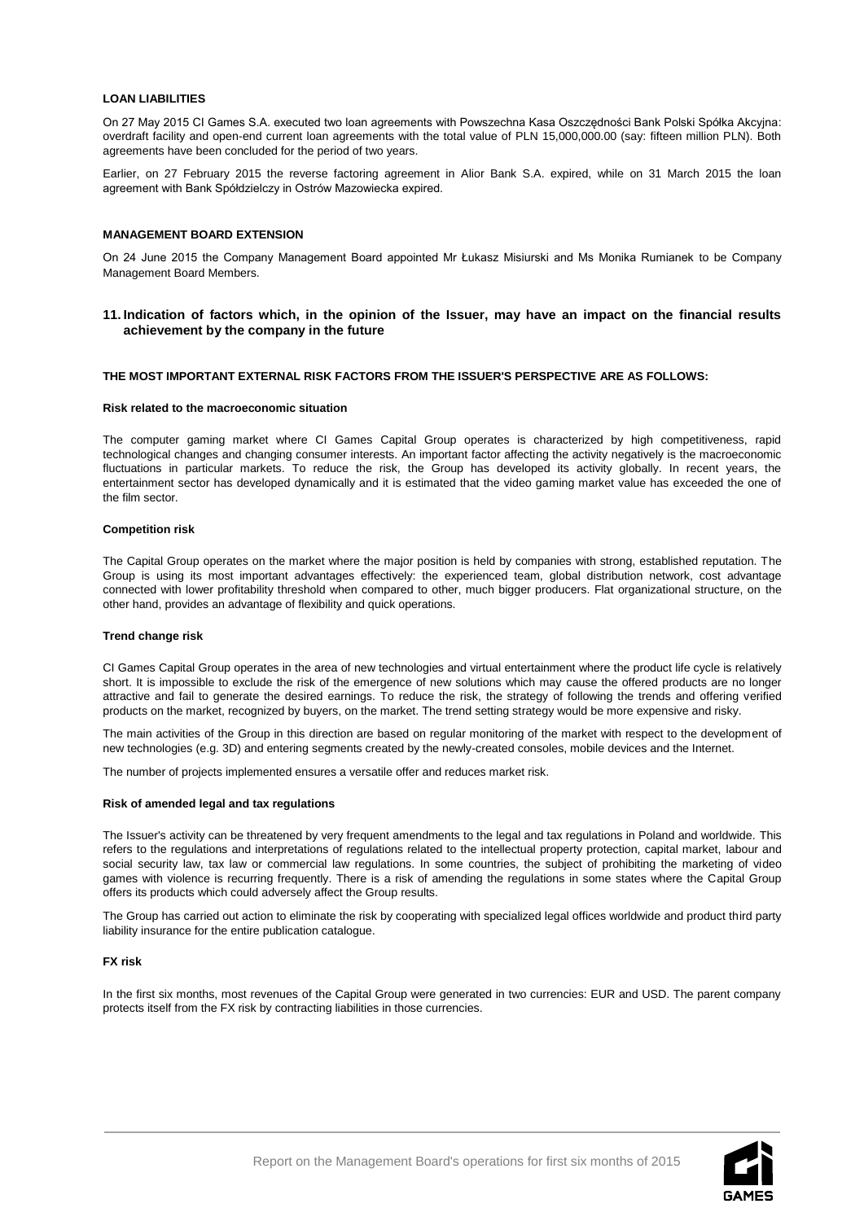**LOAN LIABILITIES**

On 27 May 2015 CI Games S.A. executed two loan agreements with Powszechna Kasa Oszczędności Bank Polski Spółka Akcyjna: overdraft facility and open-end current loan agreements with the total value of PLN 15,000,000.00 (say: fifteen million PLN). Both agreements have been concluded for the period of two years.

Earlier, on 27 February 2015 the reverse factoring agreement in Alior Bank S.A. expired, while on 31 March 2015 the loan agreement with Bank Spółdzielczy in Ostrów Mazowiecka expired.

**MANAGEMENT BOARD EXTENSION**

On 24 June 2015 the Company Management Board appointed Mr Łukasz Misiurski and Ms Monika Rumianek to be Company Management Board Members.

## 11. Indication of factors which, in the opinion of the Issuer, may have an impact on the financial results achievement by the company in the future

**THE MOST IMPORTANT EXTERNAL RISK FACTORS FROM THE ISSUER'S PERSPECTIVE ARE AS FOLLOWS:**

**Risk related to the macroeconomic situation**

The computer gaming market where CI Games Capital Group operates is characterized by high competitiveness, rapid technological changes and changing consumer interests. An important factor affecting the activity negatively is the macroeconomic fluctuations in particular markets. To reduce the risk, the Group has developed its activity globally. In recent years, the entertainment sector has developed dynamically and it is estimated that the video gaming market value has exceeded the one of the film sector.

**Competition risk**

The Capital Group operates on the market where the major position is held by companies with strong, established reputation. The Group is using its most important advantages effectively: the experienced team, global distribution network, cost advantage connected with lower profitability threshold when compared to other, much bigger producers. Flat organizational structure, on the other hand, provides an advantage of flexibility and quick operations.

**Trend change risk**

CI Games Capital Group operates in the area of new technologies and virtual entertainment where the product life cycle is relatively short. It is impossible to exclude the risk of the emergence of new solutions which may cause the offered products are no longer attractive and fail to generate the desired earnings. To reduce the risk, the strategy of following the trends and offering verified products on the market, recognized by buyers, on the market. The trend setting strategy would be more expensive and risky.

The main activities of the Group in this direction are based on regular monitoring of the market with respect to the development of new technologies (e.g. 3D) and entering segments created by the newly-created consoles, mobile devices and the Internet.

The number of projects implemented ensures a versatile offer and reduces market risk.

**Risk of amended legal and tax regulations**

The Issuer's activity can be threatened by very frequent amendments to the legal and tax regulations in Poland and worldwide. This refers to the regulations and interpretations of regulations related to the intellectual property protection, capital market, labour and social security law, tax law or commercial law regulations. In some countries, the subject of prohibiting the marketing of video games with violence is recurring frequently. There is a risk of amending the regulations in some states where the Capital Group offers its products which could adversely affect the Group results.

The Group has carried out action to eliminate the risk by cooperating with specialized legal offices worldwide and product third party liability insurance for the entire publication catalogue.

**FX risk**

In the first six months, most revenues of the Capital Group were generated in two currencies: EUR and USD. The parent company protects itself from the FX risk by contracting liabilities in those currencies.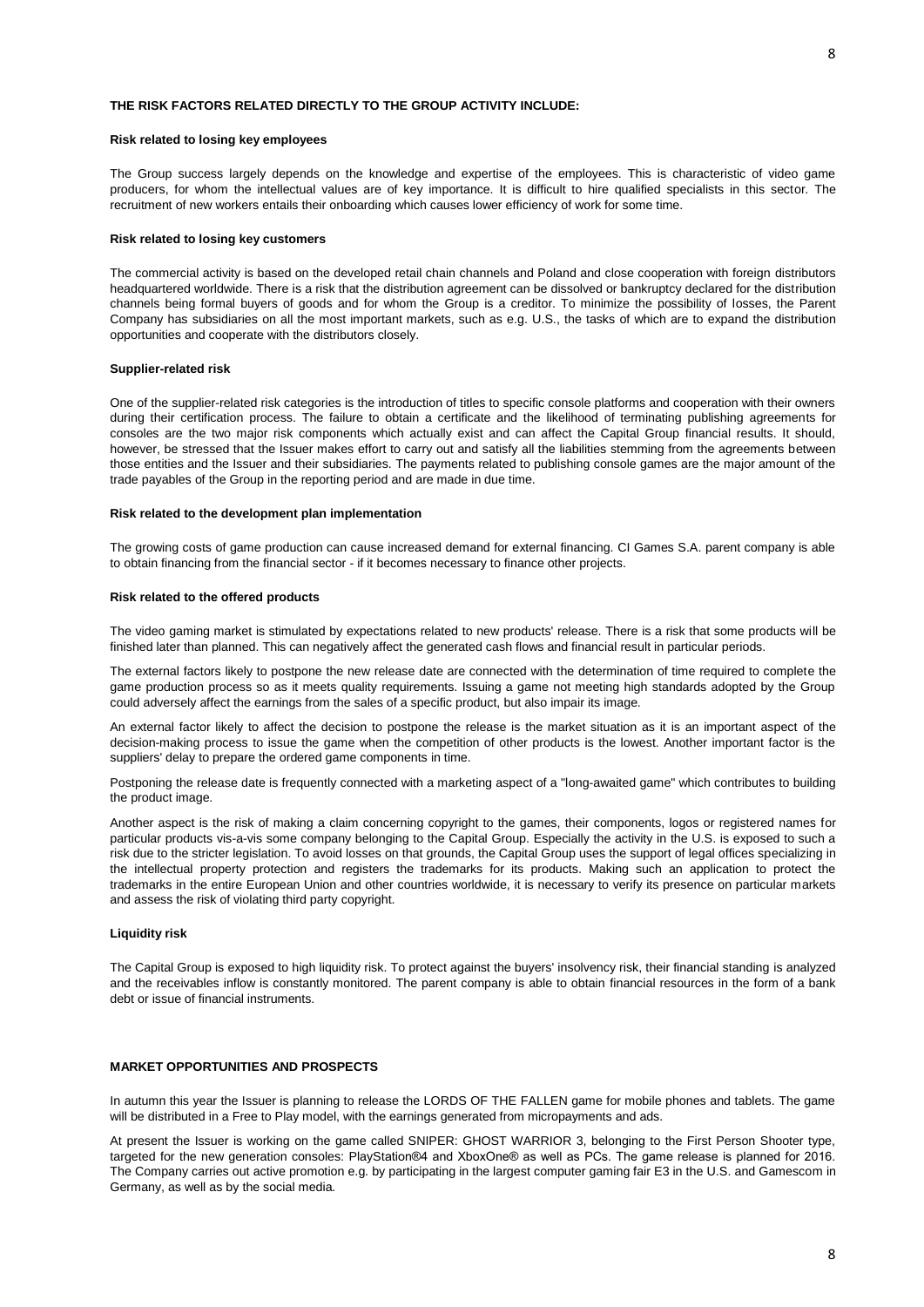## THE RISK FACTORS RELATED DIRECTLY TO THE GROUP ACTIVITY INCLUDE:

### Risk related to losing key employees

The Group success largely depends on the knowledge and expertise of the employees. This is characteristic of video game producers, for whom the intellectual values are of key importance. It is difficult to hire qualified specialists in this sector. The recruitment of new workers entails their onboarding which causes lower efficiency of work for some time.

### Risk related to losing key customers

The commercial activity is based on the developed retail chain channels and Poland and close cooperation with foreign distributors headquartered worldwide. There is a risk that the distribution agreement can be dissolved or bankruptcy declared for the distribution channels being formal buyers of goods and for whom the Group is a creditor. To minimize the possibility of losses, the Parent Company has subsidiaries on all the most important markets, such as e.g. U.S., the tasks of which are to expand the distribution opportunities and cooperate with the distributors closely.

### Supplier-related risk

One of the supplier-related risk categories is the introduction of titles to specific console platforms and cooperation with their owners during their certification process. The failure to obtain a certificate and the likelihood of terminating publishing agreements for consoles are the two major risk components which actually exist and can affect the Capital Group financial results. It should, however, be stressed that the Issuer makes effort to carry out and satisfy all the liabilities stemming from the agreements between those entities and the Issuer and their subsidiaries. The payments related to publishing console games are the major amount of the trade payables of the Group in the reporting period and are made in due time.

### Risk related to the development plan implementation

The growing costs of game production can cause increased demand for external financing. CI Games S.A. parent company is able to obtain financing from the financial sector - if it becomes necessary to finance other projects.

### Risk related to the offered products

The video gaming market is stimulated by expectations related to new products' release. There is a risk that some products will be finished later than planned. This can negatively affect the generated cash flows and financial result in particular periods.

The external factors likely to postpone the new release date are connected with the determination of time required to complete the game production process so as it meets quality requirements. Issuing a game not meeting high standards adopted by the Group could adversely affect the earnings from the sales of a specific product, but also impair its image.

An external factor likely to affect the decision to postpone the release is the market situation as it is an important aspect of the decision-making process to issue the game when the competition of other products is the lowest. Another important factor is the suppliers' delay to prepare the ordered game components in time.

Postponing the release date is frequently connected with a marketing aspect of a "long-awaited game" which contributes to building the product image.

Another aspect is the risk of making a claim concerning copyright to the games, their components, logos or registered names for particular products vis-a-vis some company belonging to the Capital Group. Especially the activity in the U.S. is exposed to such a risk due to the stricter legislation. To avoid losses on that grounds, the Capital Group uses the support of legal offices specializing in the intellectual property protection and registers the trademarks for its products. Making such an application to protect the trademarks in the entire European Union and other countries worldwide, it is necessary to verify its presence on particular markets and assess the risk of violating third party copyright.

### Liquidity risk

The Capital Group is exposed to high liquidity risk. To protect against the buyers' insolvency risk, their financial standing is analyzed and the receivables inflow is constantly monitored. The parent company is able to obtain financial resources in the form of a bank debt or issue of financial instruments.

## MARKET OPPORTUNITIES AND PROSPECTS

In autumn this year the Issuer is planning to release the LORDS OF THE FALLEN game for mobile phones and tablets. The game will be distributed in a Free to Play model, with the earnings generated from micropayments and ads.

At present the Issuer is working on the game called SNIPER: GHOST WARRIOR 3, belonging to the First Person Shooter type, targeted for the new generation consoles: PlayStation®4 and XboxOne® as well as PCs. The game release is planned for 2016. The Company carries out active promotion e.g. by participating in the largest computer gaming fair E3 in the U.S. and Gamescom in Germany, as well as by the social media.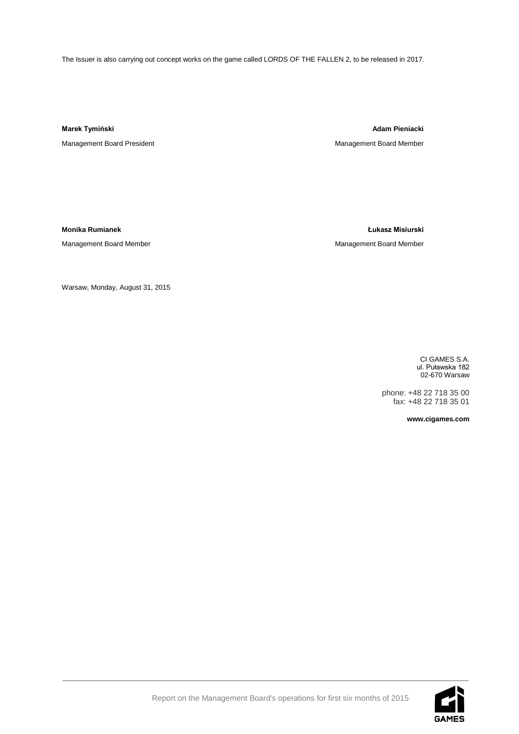The Issuer is also carrying out concept works on the game called LORDS OF THE FALLEN 2, to be released in 2017.

**Marek Tymiński**
Management Board President

**Adam Pieniacki**
Management Board Member

**Monika Rumianek**
Management Board Member

**Łukasz Misiurski**
Management Board Member

Warsaw, Monday, August 31, 2015

CI GAMES S.A.
ul. Puławska 182
02-670 Warsaw

phone: +48 22 718 35 00
fax: +48 22 718 35 01

**www.cigames.com**